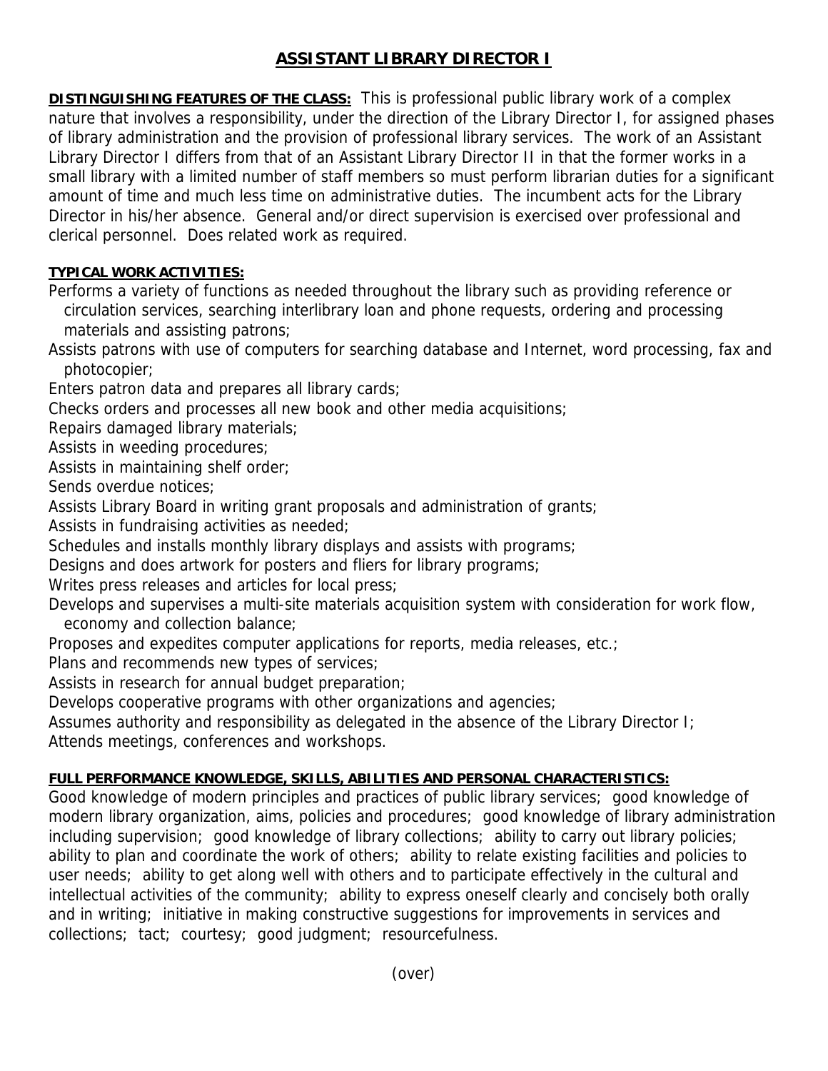# ASSISTANT LIBRARY DIRECTOR I

**DISTINGUISHING FEATURES OF THE CLASS:** This is professional public library work of a complex nature that involves a responsibility, under the direction of the Library Director I, for assigned phases of library administration and the provision of professional library services. The work of an Assistant Library Director I differs from that of an Assistant Library Director II in that the former works in a small library with a limited number of staff members so must perform librarian duties for a significant amount of time and much less time on administrative duties. The incumbent acts for the Library Director in his/her absence. General and/or direct supervision is exercised over professional and clerical personnel. Does related work as required.

**TYPICAL WORK ACTIVITIES:**

Performs a variety of functions as needed throughout the library such as providing reference or circulation services, searching interlibrary loan and phone requests, ordering and processing materials and assisting patrons;
Assists patrons with use of computers for searching database and Internet, word processing, fax and photocopier;
Enters patron data and prepares all library cards;
Checks orders and processes all new book and other media acquisitions;
Repairs damaged library materials;
Assists in weeding procedures;
Assists in maintaining shelf order;
Sends overdue notices;
Assists Library Board in writing grant proposals and administration of grants;
Assists in fundraising activities as needed;
Schedules and installs monthly library displays and assists with programs;
Designs and does artwork for posters and fliers for library programs;
Writes press releases and articles for local press;
Develops and supervises a multi-site materials acquisition system with consideration for work flow, economy and collection balance;
Proposes and expedites computer applications for reports, media releases, etc.;
Plans and recommends new types of services;
Assists in research for annual budget preparation;
Develops cooperative programs with other organizations and agencies;
Assumes authority and responsibility as delegated in the absence of the Library Director I;
Attends meetings, conferences and workshops.

**FULL PERFORMANCE KNOWLEDGE, SKILLS, ABILITIES AND PERSONAL CHARACTERISTICS:**

Good knowledge of modern principles and practices of public library services; good knowledge of modern library organization, aims, policies and procedures; good knowledge of library administration including supervision; good knowledge of library collections; ability to carry out library policies; ability to plan and coordinate the work of others; ability to relate existing facilities and policies to user needs; ability to get along well with others and to participate effectively in the cultural and intellectual activities of the community; ability to express oneself clearly and concisely both orally and in writing; initiative in making constructive suggestions for improvements in services and collections; tact; courtesy; good judgment; resourcefulness.

(over)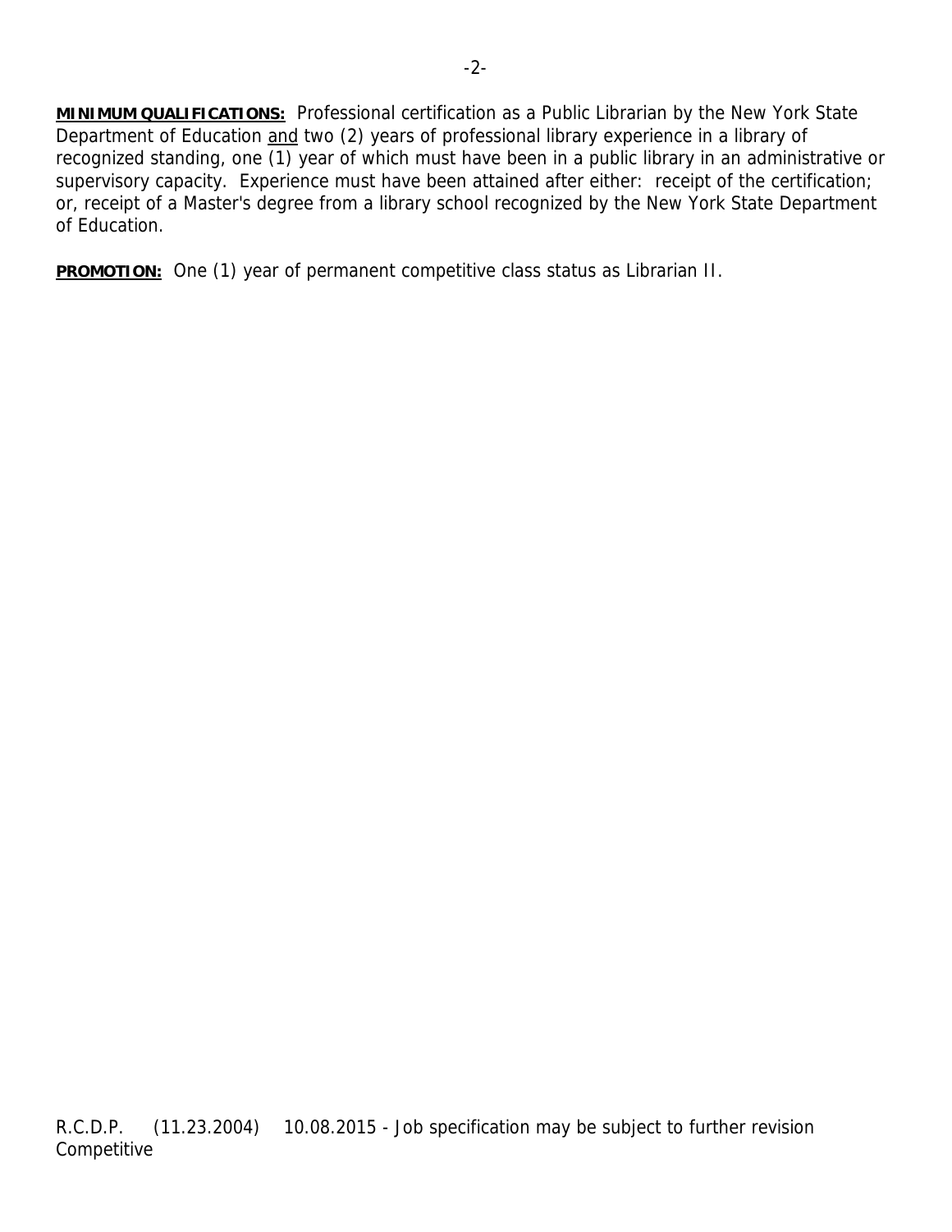**MINIMUM QUALIFICATIONS:** Professional certification as a Public Librarian by the New York State Department of Education and two (2) years of professional library experience in a library of recognized standing, one (1) year of which must have been in a public library in an administrative or supervisory capacity. Experience must have been attained after either: receipt of the certification; or, receipt of a Master's degree from a library school recognized by the New York State Department of Education.

**PROMOTION:** One (1) year of permanent competitive class status as Librarian II.

R.C.D.P. (11.23.2004) 10.08.2015 - Job specification may be subject to further revision
Competitive